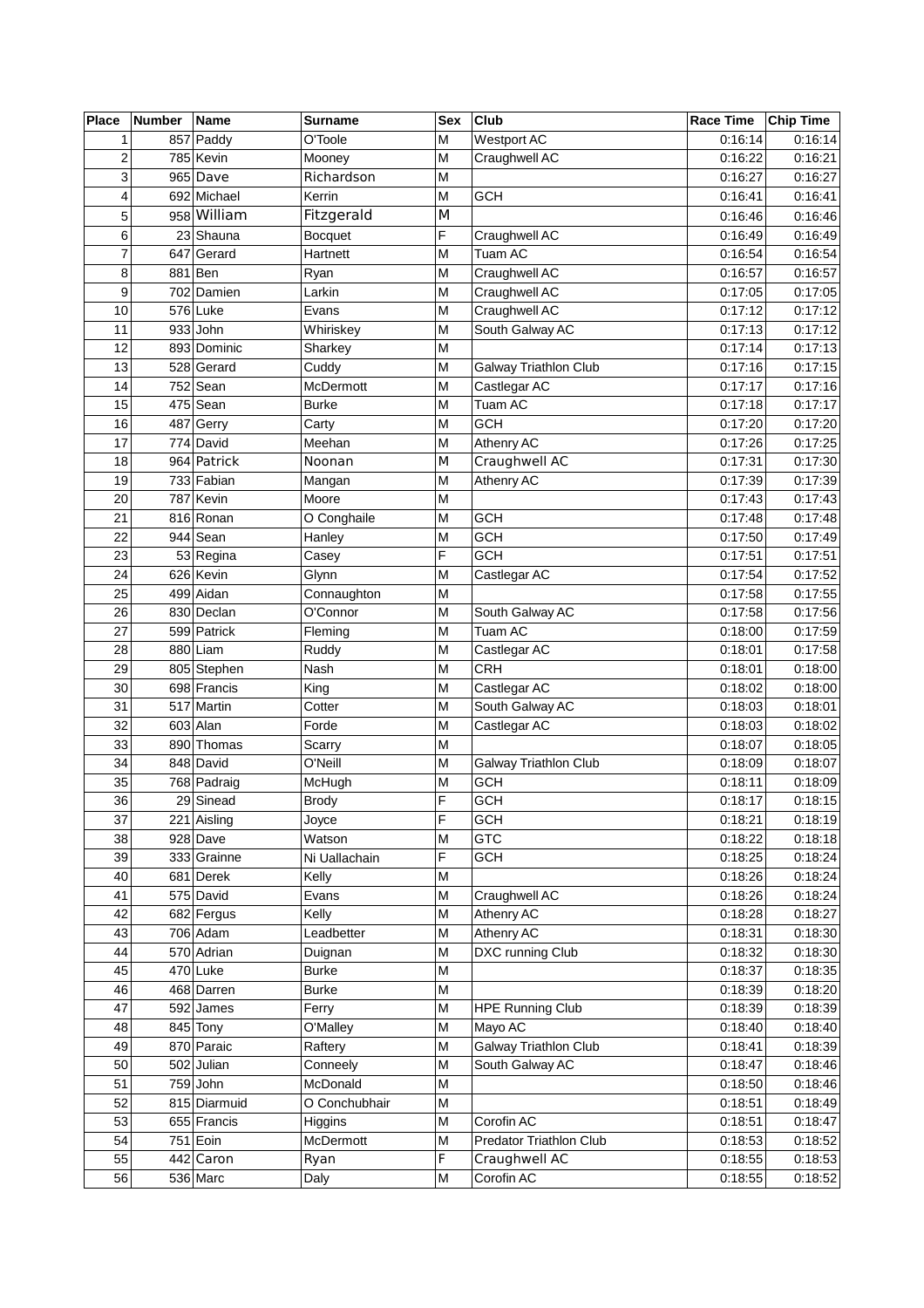| Place | Number | Name | Surname | Sex | Club | Race Time | Chip Time |
|---|---|---|---|---|---|---|---|
| 1 | 857 | Paddy | O'Toole | M | Westport AC | 0:16:14 | 0:16:14 |
| 2 | 785 | Kevin | Mooney | M | Craughwell AC | 0:16:22 | 0:16:21 |
| 3 | 965 | Dave | Richardson | M | | 0:16:27 | 0:16:27 |
| 4 | 692 | Michael | Kerrin | M | GCH | 0:16:41 | 0:16:41 |
| 5 | 958 | William | Fitzgerald | M | | 0:16:46 | 0:16:46 |
| 6 | 23 | Shauna | Bocquet | F | Craughwell AC | 0:16:49 | 0:16:49 |
| 7 | 647 | Gerard | Hartnett | M | Tuam AC | 0:16:54 | 0:16:54 |
| 8 | 881 | Ben | Ryan | M | Craughwell AC | 0:16:57 | 0:16:57 |
| 9 | 702 | Damien | Larkin | M | Craughwell AC | 0:17:05 | 0:17:05 |
| 10 | 576 | Luke | Evans | M | Craughwell AC | 0:17:12 | 0:17:12 |
| 11 | 933 | John | Whiriskey | M | South Galway AC | 0:17:13 | 0:17:12 |
| 12 | 893 | Dominic | Sharkey | M | | 0:17:14 | 0:17:13 |
| 13 | 528 | Gerard | Cuddy | M | Galway Triathlon Club | 0:17:16 | 0:17:15 |
| 14 | 752 | Sean | McDermott | M | Castlegar AC | 0:17:17 | 0:17:16 |
| 15 | 475 | Sean | Burke | M | Tuam AC | 0:17:18 | 0:17:17 |
| 16 | 487 | Gerry | Carty | M | GCH | 0:17:20 | 0:17:20 |
| 17 | 774 | David | Meehan | M | Athenry AC | 0:17:26 | 0:17:25 |
| 18 | 964 | Patrick | Noonan | M | Craughwell AC | 0:17:31 | 0:17:30 |
| 19 | 733 | Fabian | Mangan | M | Athenry AC | 0:17:39 | 0:17:39 |
| 20 | 787 | Kevin | Moore | M | | 0:17:43 | 0:17:43 |
| 21 | 816 | Ronan | O Conghaile | M | GCH | 0:17:48 | 0:17:48 |
| 22 | 944 | Sean | Hanley | M | GCH | 0:17:50 | 0:17:49 |
| 23 | 53 | Regina | Casey | F | GCH | 0:17:51 | 0:17:51 |
| 24 | 626 | Kevin | Glynn | M | Castlegar AC | 0:17:54 | 0:17:52 |
| 25 | 499 | Aidan | Connaughton | M | | 0:17:58 | 0:17:55 |
| 26 | 830 | Declan | O'Connor | M | South Galway AC | 0:17:58 | 0:17:56 |
| 27 | 599 | Patrick | Fleming | M | Tuam AC | 0:18:00 | 0:17:59 |
| 28 | 880 | Liam | Ruddy | M | Castlegar AC | 0:18:01 | 0:17:58 |
| 29 | 805 | Stephen | Nash | M | CRH | 0:18:01 | 0:18:00 |
| 30 | 698 | Francis | King | M | Castlegar AC | 0:18:02 | 0:18:00 |
| 31 | 517 | Martin | Cotter | M | South Galway AC | 0:18:03 | 0:18:01 |
| 32 | 603 | Alan | Forde | M | Castlegar AC | 0:18:03 | 0:18:02 |
| 33 | 890 | Thomas | Scarry | M | | 0:18:07 | 0:18:05 |
| 34 | 848 | David | O'Neill | M | Galway Triathlon Club | 0:18:09 | 0:18:07 |
| 35 | 768 | Padraig | McHugh | M | GCH | 0:18:11 | 0:18:09 |
| 36 | 29 | Sinead | Brody | F | GCH | 0:18:17 | 0:18:15 |
| 37 | 221 | Aisling | Joyce | F | GCH | 0:18:21 | 0:18:19 |
| 38 | 928 | Dave | Watson | M | GTC | 0:18:22 | 0:18:18 |
| 39 | 333 | Grainne | Ni Uallachain | F | GCH | 0:18:25 | 0:18:24 |
| 40 | 681 | Derek | Kelly | M | | 0:18:26 | 0:18:24 |
| 41 | 575 | David | Evans | M | Craughwell AC | 0:18:26 | 0:18:24 |
| 42 | 682 | Fergus | Kelly | M | Athenry AC | 0:18:28 | 0:18:27 |
| 43 | 706 | Adam | Leadbetter | M | Athenry AC | 0:18:31 | 0:18:30 |
| 44 | 570 | Adrian | Duignan | M | DXC running Club | 0:18:32 | 0:18:30 |
| 45 | 470 | Luke | Burke | M | | 0:18:37 | 0:18:35 |
| 46 | 468 | Darren | Burke | M | | 0:18:39 | 0:18:20 |
| 47 | 592 | James | Ferry | M | HPE Running Club | 0:18:39 | 0:18:39 |
| 48 | 845 | Tony | O'Malley | M | Mayo AC | 0:18:40 | 0:18:40 |
| 49 | 870 | Paraic | Raftery | M | Galway Triathlon Club | 0:18:41 | 0:18:39 |
| 50 | 502 | Julian | Conneely | M | South Galway AC | 0:18:47 | 0:18:46 |
| 51 | 759 | John | McDonald | M | | 0:18:50 | 0:18:46 |
| 52 | 815 | Diarmuid | O Conchubhair | M | | 0:18:51 | 0:18:49 |
| 53 | 655 | Francis | Higgins | M | Corofin AC | 0:18:51 | 0:18:47 |
| 54 | 751 | Eoin | McDermott | M | Predator Triathlon Club | 0:18:53 | 0:18:52 |
| 55 | 442 | Caron | Ryan | F | Craughwell AC | 0:18:55 | 0:18:53 |
| 56 | 536 | Marc | Daly | M | Corofin AC | 0:18:55 | 0:18:52 |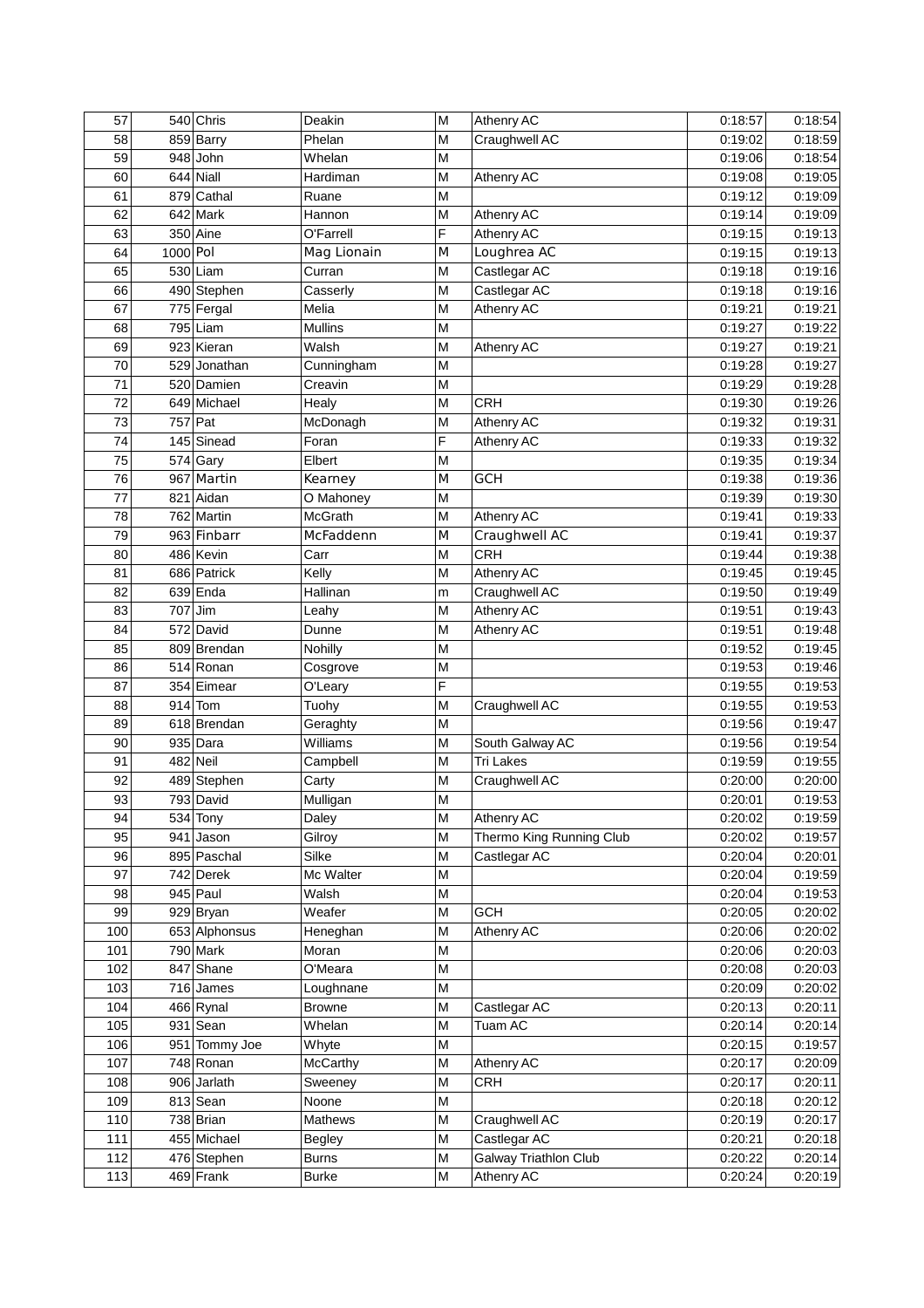| 57 | 540 | Chris | Deakin | M | Athenry AC | 0:18:57 | 0:18:54 |
|---|---|---|---|---|---|---|---|
| 58 | 859 | Barry | Phelan | M | Craughwell AC | 0:19:02 | 0:18:59 |
| 59 | 948 | John | Whelan | M | | 0:19:06 | 0:18:54 |
| 60 | 644 | Niall | Hardiman | M | Athenry AC | 0:19:08 | 0:19:05 |
| 61 | 879 | Cathal | Ruane | M | | 0:19:12 | 0:19:09 |
| 62 | 642 | Mark | Hannon | M | Athenry AC | 0:19:14 | 0:19:09 |
| 63 | 350 | Aine | O'Farrell | F | Athenry AC | 0:19:15 | 0:19:13 |
| 64 | 1000 | Pol | Mag Lionain | M | Loughrea AC | 0:19:15 | 0:19:13 |
| 65 | 530 | Liam | Curran | M | Castlegar AC | 0:19:18 | 0:19:16 |
| 66 | 490 | Stephen | Casserly | M | Castlegar AC | 0:19:18 | 0:19:16 |
| 67 | 775 | Fergal | Melia | M | Athenry AC | 0:19:21 | 0:19:21 |
| 68 | 795 | Liam | Mullins | M | | 0:19:27 | 0:19:22 |
| 69 | 923 | Kieran | Walsh | M | Athenry AC | 0:19:27 | 0:19:21 |
| 70 | 529 | Jonathan | Cunningham | M | | 0:19:28 | 0:19:27 |
| 71 | 520 | Damien | Creavin | M | | 0:19:29 | 0:19:28 |
| 72 | 649 | Michael | Healy | M | CRH | 0:19:30 | 0:19:26 |
| 73 | 757 | Pat | McDonagh | M | Athenry AC | 0:19:32 | 0:19:31 |
| 74 | 145 | Sinead | Foran | F | Athenry AC | 0:19:33 | 0:19:32 |
| 75 | 574 | Gary | Elbert | M | | 0:19:35 | 0:19:34 |
| 76 | 967 | Martin | Kearney | M | GCH | 0:19:38 | 0:19:36 |
| 77 | 821 | Aidan | O Mahoney | M | | 0:19:39 | 0:19:30 |
| 78 | 762 | Martin | McGrath | M | Athenry AC | 0:19:41 | 0:19:33 |
| 79 | 963 | Finbarr | McFaddenn | M | Craughwell AC | 0:19:41 | 0:19:37 |
| 80 | 486 | Kevin | Carr | M | CRH | 0:19:44 | 0:19:38 |
| 81 | 686 | Patrick | Kelly | M | Athenry AC | 0:19:45 | 0:19:45 |
| 82 | 639 | Enda | Hallinan | m | Craughwell AC | 0:19:50 | 0:19:49 |
| 83 | 707 | Jim | Leahy | M | Athenry AC | 0:19:51 | 0:19:43 |
| 84 | 572 | David | Dunne | M | Athenry AC | 0:19:51 | 0:19:48 |
| 85 | 809 | Brendan | Nohilly | M | | 0:19:52 | 0:19:45 |
| 86 | 514 | Ronan | Cosgrove | M | | 0:19:53 | 0:19:46 |
| 87 | 354 | Eimear | O'Leary | F | | 0:19:55 | 0:19:53 |
| 88 | 914 | Tom | Tuohy | M | Craughwell AC | 0:19:55 | 0:19:53 |
| 89 | 618 | Brendan | Geraghty | M | | 0:19:56 | 0:19:47 |
| 90 | 935 | Dara | Williams | M | South Galway AC | 0:19:56 | 0:19:54 |
| 91 | 482 | Neil | Campbell | M | Tri Lakes | 0:19:59 | 0:19:55 |
| 92 | 489 | Stephen | Carty | M | Craughwell AC | 0:20:00 | 0:20:00 |
| 93 | 793 | David | Mulligan | M | | 0:20:01 | 0:19:53 |
| 94 | 534 | Tony | Daley | M | Athenry AC | 0:20:02 | 0:19:59 |
| 95 | 941 | Jason | Gilroy | M | Thermo King Running Club | 0:20:02 | 0:19:57 |
| 96 | 895 | Paschal | Silke | M | Castlegar AC | 0:20:04 | 0:20:01 |
| 97 | 742 | Derek | Mc Walter | M | | 0:20:04 | 0:19:59 |
| 98 | 945 | Paul | Walsh | M | | 0:20:04 | 0:19:53 |
| 99 | 929 | Bryan | Weafer | M | GCH | 0:20:05 | 0:20:02 |
| 100 | 653 | Alphonsus | Heneghan | M | Athenry AC | 0:20:06 | 0:20:02 |
| 101 | 790 | Mark | Moran | M | | 0:20:06 | 0:20:03 |
| 102 | 847 | Shane | O'Meara | M | | 0:20:08 | 0:20:03 |
| 103 | 716 | James | Loughnane | M | | 0:20:09 | 0:20:02 |
| 104 | 466 | Rynal | Browne | M | Castlegar AC | 0:20:13 | 0:20:11 |
| 105 | 931 | Sean | Whelan | M | Tuam AC | 0:20:14 | 0:20:14 |
| 106 | 951 | Tommy Joe | Whyte | M | | 0:20:15 | 0:19:57 |
| 107 | 748 | Ronan | McCarthy | M | Athenry AC | 0:20:17 | 0:20:09 |
| 108 | 906 | Jarlath | Sweeney | M | CRH | 0:20:17 | 0:20:11 |
| 109 | 813 | Sean | Noone | M | | 0:20:18 | 0:20:12 |
| 110 | 738 | Brian | Mathews | M | Craughwell AC | 0:20:19 | 0:20:17 |
| 111 | 455 | Michael | Begley | M | Castlegar AC | 0:20:21 | 0:20:18 |
| 112 | 476 | Stephen | Burns | M | Galway Triathlon Club | 0:20:22 | 0:20:14 |
| 113 | 469 | Frank | Burke | M | Athenry AC | 0:20:24 | 0:20:19 |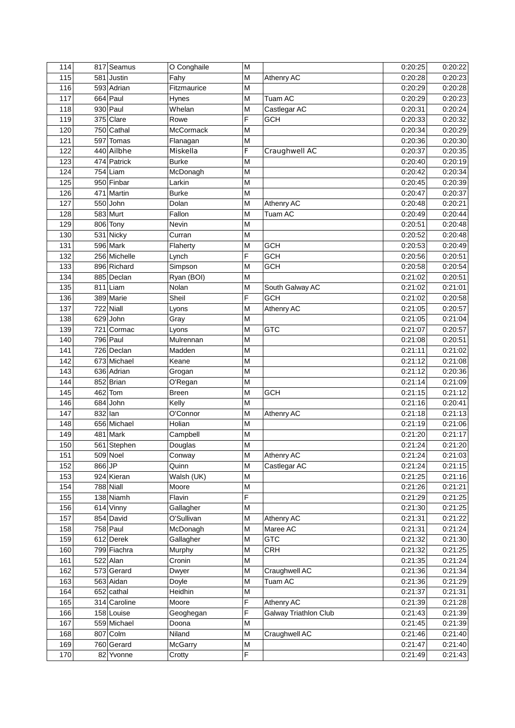| 114 | 817 | Seamus | O Conghaile | M | | 0:20:25 | 0:20:22 |
|---|---|---|---|---|---|---|---|
| 115 | 581 | Justin | Fahy | M | Athenry AC | 0:20:28 | 0:20:23 |
| 116 | 593 | Adrian | Fitzmaurice | M | | 0:20:29 | 0:20:28 |
| 117 | 664 | Paul | Hynes | M | Tuam AC | 0:20:29 | 0:20:23 |
| 118 | 930 | Paul | Whelan | M | Castlegar AC | 0:20:31 | 0:20:24 |
| 119 | 375 | Clare | Rowe | F | GCH | 0:20:33 | 0:20:32 |
| 120 | 750 | Cathal | McCormack | M | | 0:20:34 | 0:20:29 |
| 121 | 597 | Tomas | Flanagan | M | | 0:20:36 | 0:20:30 |
| 122 | 440 | Ailbhe | Miskella | F | Craughwell AC | 0:20:37 | 0:20:35 |
| 123 | 474 | Patrick | Burke | M | | 0:20:40 | 0:20:19 |
| 124 | 754 | Liam | McDonagh | M | | 0:20:42 | 0:20:34 |
| 125 | 950 | Finbar | Larkin | M | | 0:20:45 | 0:20:39 |
| 126 | 471 | Martin | Burke | M | | 0:20:47 | 0:20:37 |
| 127 | 550 | John | Dolan | M | Athenry AC | 0:20:48 | 0:20:21 |
| 128 | 583 | Murt | Fallon | M | Tuam AC | 0:20:49 | 0:20:44 |
| 129 | 806 | Tony | Nevin | M | | 0:20:51 | 0:20:48 |
| 130 | 531 | Nicky | Curran | M | | 0:20:52 | 0:20:48 |
| 131 | 596 | Mark | Flaherty | M | GCH | 0:20:53 | 0:20:49 |
| 132 | 256 | Michelle | Lynch | F | GCH | 0:20:56 | 0:20:51 |
| 133 | 896 | Richard | Simpson | M | GCH | 0:20:58 | 0:20:54 |
| 134 | 885 | Declan | Ryan (BOI) | M | | 0:21:02 | 0:20:51 |
| 135 | 811 | Liam | Nolan | M | South Galway AC | 0:21:02 | 0:21:01 |
| 136 | 389 | Marie | Sheil | F | GCH | 0:21:02 | 0:20:58 |
| 137 | 722 | Niall | Lyons | M | Athenry AC | 0:21:05 | 0:20:57 |
| 138 | 629 | John | Gray | M | | 0:21:05 | 0:21:04 |
| 139 | 721 | Cormac | Lyons | M | GTC | 0:21:07 | 0:20:57 |
| 140 | 796 | Paul | Mulrennan | M | | 0:21:08 | 0:20:51 |
| 141 | 726 | Declan | Madden | M | | 0:21:11 | 0:21:02 |
| 142 | 673 | Michael | Keane | M | | 0:21:12 | 0:21:08 |
| 143 | 636 | Adrian | Grogan | M | | 0:21:12 | 0:20:36 |
| 144 | 852 | Brian | O'Regan | M | | 0:21:14 | 0:21:09 |
| 145 | 462 | Tom | Breen | M | GCH | 0:21:15 | 0:21:12 |
| 146 | 684 | John | Kelly | M | | 0:21:16 | 0:20:41 |
| 147 | 832 | Ian | O'Connor | M | Athenry AC | 0:21:18 | 0:21:13 |
| 148 | 656 | Michael | Holian | M | | 0:21:19 | 0:21:06 |
| 149 | 481 | Mark | Campbell | M | | 0:21:20 | 0:21:17 |
| 150 | 561 | Stephen | Douglas | M | | 0:21:24 | 0:21:20 |
| 151 | 509 | Noel | Conway | M | Athenry AC | 0:21:24 | 0:21:03 |
| 152 | 866 | JP | Quinn | M | Castlegar AC | 0:21:24 | 0:21:15 |
| 153 | 924 | Kieran | Walsh (UK) | M | | 0:21:25 | 0:21:16 |
| 154 | 788 | Niall | Moore | M | | 0:21:26 | 0:21:21 |
| 155 | 138 | Niamh | Flavin | F | | 0:21:29 | 0:21:25 |
| 156 | 614 | Vinny | Gallagher | M | | 0:21:30 | 0:21:25 |
| 157 | 854 | David | O'Sullivan | M | Athenry AC | 0:21:31 | 0:21:22 |
| 158 | 758 | Paul | McDonagh | M | Maree AC | 0:21:31 | 0:21:24 |
| 159 | 612 | Derek | Gallagher | M | GTC | 0:21:32 | 0:21:30 |
| 160 | 799 | Fiachra | Murphy | M | CRH | 0:21:32 | 0:21:25 |
| 161 | 522 | Alan | Cronin | M | | 0:21:35 | 0:21:24 |
| 162 | 573 | Gerard | Dwyer | M | Craughwell AC | 0:21:36 | 0:21:34 |
| 163 | 563 | Aidan | Doyle | M | Tuam AC | 0:21:36 | 0:21:29 |
| 164 | 652 | cathal | Heidhin | M | | 0:21:37 | 0:21:31 |
| 165 | 314 | Caroline | Moore | F | Athenry AC | 0:21:39 | 0:21:28 |
| 166 | 158 | Louise | Geoghegan | F | Galway Triathlon Club | 0:21:43 | 0:21:39 |
| 167 | 559 | Michael | Doona | M | | 0:21:45 | 0:21:39 |
| 168 | 807 | Colm | Niland | M | Craughwell AC | 0:21:46 | 0:21:40 |
| 169 | 760 | Gerard | McGarry | M | | 0:21:47 | 0:21:40 |
| 170 | 82 | Yvonne | Crotty | F | | 0:21:49 | 0:21:43 |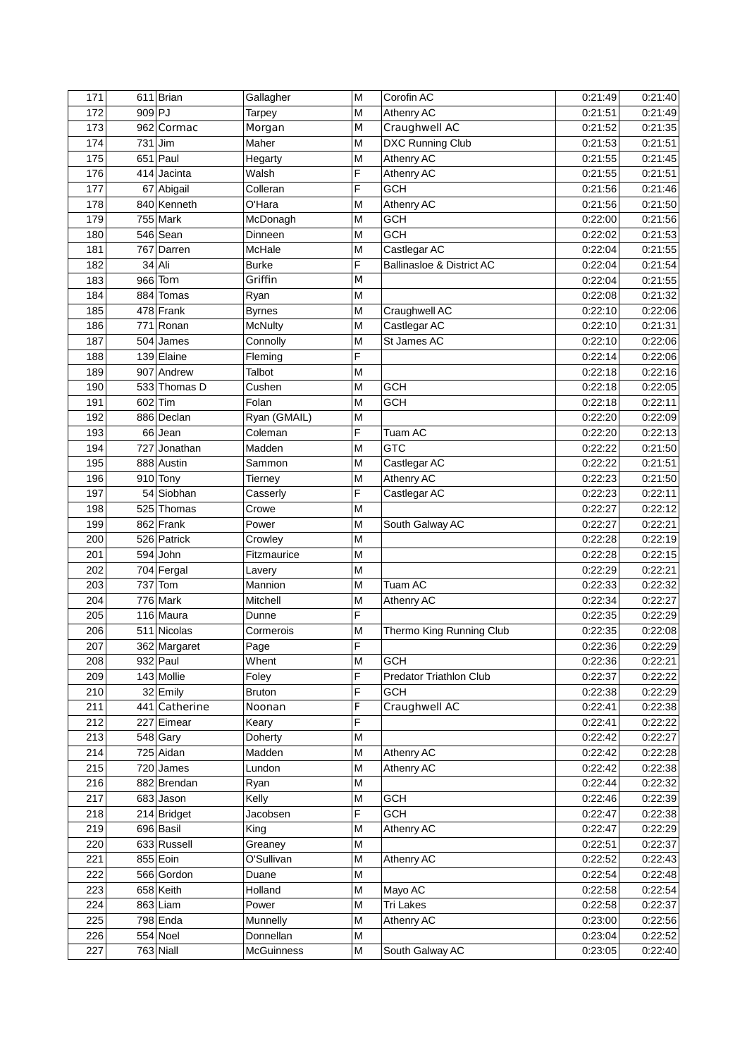| 171 | 611 | Brian | Gallagher | M | Corofin AC | 0:21:49 | 0:21:40 |
|---|---|---|---|---|---|---|---|
| 172 | 909 | PJ | Tarpey | M | Athenry AC | 0:21:51 | 0:21:49 |
| 173 | 962 | Cormac | Morgan | M | Craughwell AC | 0:21:52 | 0:21:35 |
| 174 | 731 | Jim | Maher | M | DXC Running Club | 0:21:53 | 0:21:51 |
| 175 | 651 | Paul | Hegarty | M | Athenry AC | 0:21:55 | 0:21:45 |
| 176 | 414 | Jacinta | Walsh | F | Athenry AC | 0:21:55 | 0:21:51 |
| 177 | 67 | Abigail | Colleran | F | GCH | 0:21:56 | 0:21:46 |
| 178 | 840 | Kenneth | O'Hara | M | Athenry AC | 0:21:56 | 0:21:50 |
| 179 | 755 | Mark | McDonagh | M | GCH | 0:22:00 | 0:21:56 |
| 180 | 546 | Sean | Dinneen | M | GCH | 0:22:02 | 0:21:53 |
| 181 | 767 | Darren | McHale | M | Castlegar AC | 0:22:04 | 0:21:55 |
| 182 | 34 | Ali | Burke | F | Ballinasloe & District AC | 0:22:04 | 0:21:54 |
| 183 | 966 | Tom | Griffin | M | | 0:22:04 | 0:21:55 |
| 184 | 884 | Tomas | Ryan | M | | 0:22:08 | 0:21:32 |
| 185 | 478 | Frank | Byrnes | M | Craughwell AC | 0:22:10 | 0:22:06 |
| 186 | 771 | Ronan | McNulty | M | Castlegar AC | 0:22:10 | 0:21:31 |
| 187 | 504 | James | Connolly | M | St James AC | 0:22:10 | 0:22:06 |
| 188 | 139 | Elaine | Fleming | F | | 0:22:14 | 0:22:06 |
| 189 | 907 | Andrew | Talbot | M | | 0:22:18 | 0:22:16 |
| 190 | 533 | Thomas D | Cushen | M | GCH | 0:22:18 | 0:22:05 |
| 191 | 602 | Tim | Folan | M | GCH | 0:22:18 | 0:22:11 |
| 192 | 886 | Declan | Ryan (GMAIL) | M | | 0:22:20 | 0:22:09 |
| 193 | 66 | Jean | Coleman | F | Tuam AC | 0:22:20 | 0:22:13 |
| 194 | 727 | Jonathan | Madden | M | GTC | 0:22:22 | 0:21:50 |
| 195 | 888 | Austin | Sammon | M | Castlegar AC | 0:22:22 | 0:21:51 |
| 196 | 910 | Tony | Tierney | M | Athenry AC | 0:22:23 | 0:21:50 |
| 197 | 54 | Siobhan | Casserly | F | Castlegar AC | 0:22:23 | 0:22:11 |
| 198 | 525 | Thomas | Crowe | M | | 0:22:27 | 0:22:12 |
| 199 | 862 | Frank | Power | M | South Galway AC | 0:22:27 | 0:22:21 |
| 200 | 526 | Patrick | Crowley | M | | 0:22:28 | 0:22:19 |
| 201 | 594 | John | Fitzmaurice | M | | 0:22:28 | 0:22:15 |
| 202 | 704 | Fergal | Lavery | M | | 0:22:29 | 0:22:21 |
| 203 | 737 | Tom | Mannion | M | Tuam AC | 0:22:33 | 0:22:32 |
| 204 | 776 | Mark | Mitchell | M | Athenry AC | 0:22:34 | 0:22:27 |
| 205 | 116 | Maura | Dunne | F | | 0:22:35 | 0:22:29 |
| 206 | 511 | Nicolas | Cormerois | M | Thermo King Running Club | 0:22:35 | 0:22:08 |
| 207 | 362 | Margaret | Page | F | | 0:22:36 | 0:22:29 |
| 208 | 932 | Paul | Whent | M | GCH | 0:22:36 | 0:22:21 |
| 209 | 143 | Mollie | Foley | F | Predator Triathlon Club | 0:22:37 | 0:22:22 |
| 210 | 32 | Emily | Bruton | F | GCH | 0:22:38 | 0:22:29 |
| 211 | 441 | Catherine | Noonan | F | Craughwell AC | 0:22:41 | 0:22:38 |
| 212 | 227 | Eimear | Keary | F | | 0:22:41 | 0:22:22 |
| 213 | 548 | Gary | Doherty | M | | 0:22:42 | 0:22:27 |
| 214 | 725 | Aidan | Madden | M | Athenry AC | 0:22:42 | 0:22:28 |
| 215 | 720 | James | Lundon | M | Athenry AC | 0:22:42 | 0:22:38 |
| 216 | 882 | Brendan | Ryan | M | | 0:22:44 | 0:22:32 |
| 217 | 683 | Jason | Kelly | M | GCH | 0:22:46 | 0:22:39 |
| 218 | 214 | Bridget | Jacobsen | F | GCH | 0:22:47 | 0:22:38 |
| 219 | 696 | Basil | King | M | Athenry AC | 0:22:47 | 0:22:29 |
| 220 | 633 | Russell | Greaney | M | | 0:22:51 | 0:22:37 |
| 221 | 855 | Eoin | O'Sullivan | M | Athenry AC | 0:22:52 | 0:22:43 |
| 222 | 566 | Gordon | Duane | M | | 0:22:54 | 0:22:48 |
| 223 | 658 | Keith | Holland | M | Mayo AC | 0:22:58 | 0:22:54 |
| 224 | 863 | Liam | Power | M | Tri Lakes | 0:22:58 | 0:22:37 |
| 225 | 798 | Enda | Munnelly | M | Athenry AC | 0:23:00 | 0:22:56 |
| 226 | 554 | Noel | Donnellan | M | | 0:23:04 | 0:22:52 |
| 227 | 763 | Niall | McGuinness | M | South Galway AC | 0:23:05 | 0:22:40 |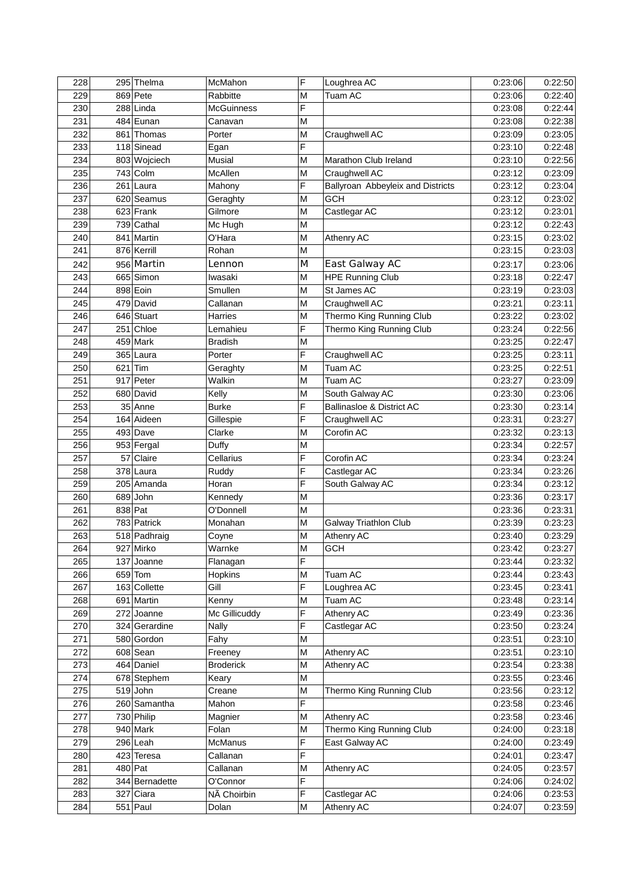| 228 | 295 | Thelma | McMahon | F | Loughrea AC | 0:23:06 | 0:22:50 |
|---|---|---|---|---|---|---|---|
| 229 | 869 | Pete | Rabbitte | M | Tuam AC | 0:23:06 | 0:22:40 |
| 230 | 288 | Linda | McGuinness | F | | 0:23:08 | 0:22:44 |
| 231 | 484 | Eunan | Canavan | M | | 0:23:08 | 0:22:38 |
| 232 | 861 | Thomas | Porter | M | Craughwell AC | 0:23:09 | 0:23:05 |
| 233 | 118 | Sinead | Egan | F | | 0:23:10 | 0:22:48 |
| 234 | 803 | Wojciech | Musial | M | Marathon Club Ireland | 0:23:10 | 0:22:56 |
| 235 | 743 | Colm | McAllen | M | Craughwell AC | 0:23:12 | 0:23:09 |
| 236 | 261 | Laura | Mahony | F | Ballyroan Abbeyleix and Districts | 0:23:12 | 0:23:04 |
| 237 | 620 | Seamus | Geraghty | M | GCH | 0:23:12 | 0:23:02 |
| 238 | 623 | Frank | Gilmore | M | Castlegar AC | 0:23:12 | 0:23:01 |
| 239 | 739 | Cathal | Mc Hugh | M | | 0:23:12 | 0:22:43 |
| 240 | 841 | Martin | O'Hara | M | Athenry AC | 0:23:15 | 0:23:02 |
| 241 | 876 | Kerrill | Rohan | M | | 0:23:15 | 0:23:03 |
| 242 | 956 | Martin | Lennon | M | East Galway AC | 0:23:17 | 0:23:06 |
| 243 | 665 | Simon | Iwasaki | M | HPE Running Club | 0:23:18 | 0:22:47 |
| 244 | 898 | Eoin | Smullen | M | St James AC | 0:23:19 | 0:23:03 |
| 245 | 479 | David | Callanan | M | Craughwell AC | 0:23:21 | 0:23:11 |
| 246 | 646 | Stuart | Harries | M | Thermo King Running Club | 0:23:22 | 0:23:02 |
| 247 | 251 | Chloe | Lemahieu | F | Thermo King Running Club | 0:23:24 | 0:22:56 |
| 248 | 459 | Mark | Bradish | M | | 0:23:25 | 0:22:47 |
| 249 | 365 | Laura | Porter | F | Craughwell AC | 0:23:25 | 0:23:11 |
| 250 | 621 | Tim | Geraghty | M | Tuam AC | 0:23:25 | 0:22:51 |
| 251 | 917 | Peter | Walkin | M | Tuam AC | 0:23:27 | 0:23:09 |
| 252 | 680 | David | Kelly | M | South Galway AC | 0:23:30 | 0:23:06 |
| 253 | 35 | Anne | Burke | F | Ballinasloe & District AC | 0:23:30 | 0:23:14 |
| 254 | 164 | Aideen | Gillespie | F | Craughwell AC | 0:23:31 | 0:23:27 |
| 255 | 493 | Dave | Clarke | M | Corofin AC | 0:23:32 | 0:23:13 |
| 256 | 953 | Fergal | Duffy | M | | 0:23:34 | 0:22:57 |
| 257 | 57 | Claire | Cellarius | F | Corofin AC | 0:23:34 | 0:23:24 |
| 258 | 378 | Laura | Ruddy | F | Castlegar AC | 0:23:34 | 0:23:26 |
| 259 | 205 | Amanda | Horan | F | South Galway AC | 0:23:34 | 0:23:12 |
| 260 | 689 | John | Kennedy | M | | 0:23:36 | 0:23:17 |
| 261 | 838 | Pat | O'Donnell | M | | 0:23:36 | 0:23:31 |
| 262 | 783 | Patrick | Monahan | M | Galway Triathlon Club | 0:23:39 | 0:23:23 |
| 263 | 518 | Padhraig | Coyne | M | Athenry AC | 0:23:40 | 0:23:29 |
| 264 | 927 | Mirko | Warnke | M | GCH | 0:23:42 | 0:23:27 |
| 265 | 137 | Joanne | Flanagan | F | | 0:23:44 | 0:23:32 |
| 266 | 659 | Tom | Hopkins | M | Tuam AC | 0:23:44 | 0:23:43 |
| 267 | 163 | Collette | Gill | F | Loughrea AC | 0:23:45 | 0:23:41 |
| 268 | 691 | Martin | Kenny | M | Tuam AC | 0:23:48 | 0:23:14 |
| 269 | 272 | Joanne | Mc Gillicuddy | F | Athenry AC | 0:23:49 | 0:23:36 |
| 270 | 324 | Gerardine | Nally | F | Castlegar AC | 0:23:50 | 0:23:24 |
| 271 | 580 | Gordon | Fahy | M | | 0:23:51 | 0:23:10 |
| 272 | 608 | Sean | Freeney | M | Athenry AC | 0:23:51 | 0:23:10 |
| 273 | 464 | Daniel | Broderick | M | Athenry AC | 0:23:54 | 0:23:38 |
| 274 | 678 | Stephem | Keary | M | | 0:23:55 | 0:23:46 |
| 275 | 519 | John | Creane | M | Thermo King Running Club | 0:23:56 | 0:23:12 |
| 276 | 260 | Samantha | Mahon | F | | 0:23:58 | 0:23:46 |
| 277 | 730 | Philip | Magnier | M | Athenry AC | 0:23:58 | 0:23:46 |
| 278 | 940 | Mark | Folan | M | Thermo King Running Club | 0:24:00 | 0:23:18 |
| 279 | 296 | Leah | McManus | F | East Galway AC | 0:24:00 | 0:23:49 |
| 280 | 423 | Teresa | Callanan | F | | 0:24:01 | 0:23:47 |
| 281 | 480 | Pat | Callanan | M | Athenry AC | 0:24:05 | 0:23:57 |
| 282 | 344 | Bernadette | O'Connor | F | | 0:24:06 | 0:24:02 |
| 283 | 327 | Ciara | NÃ Choirbin | F | Castlegar AC | 0:24:06 | 0:23:53 |
| 284 | 551 | Paul | Dolan | M | Athenry AC | 0:24:07 | 0:23:59 |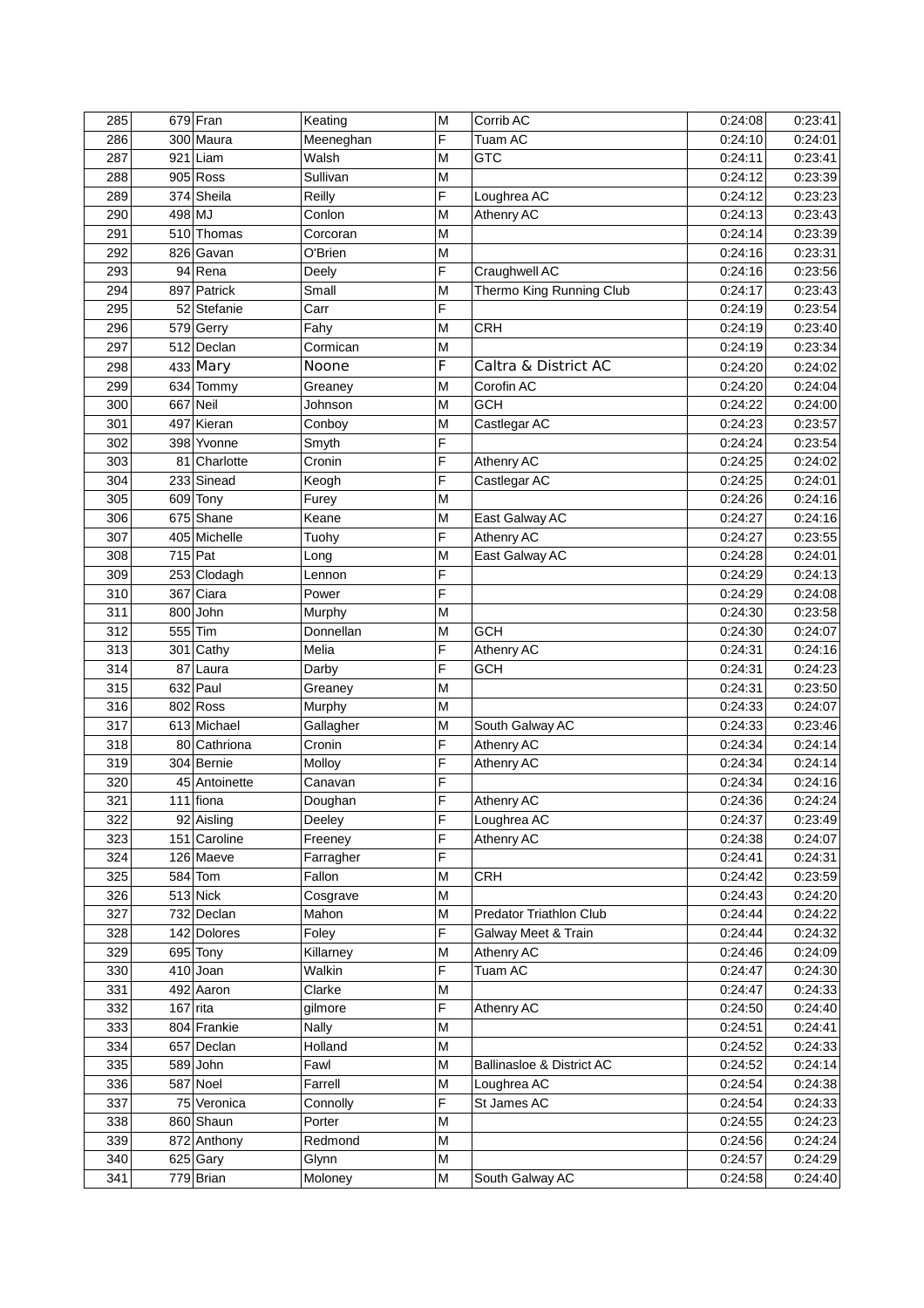| 285 | 679 | Fran | Keating | M | Corrib AC | 0:24:08 | 0:23:41 |
|---|---|---|---|---|---|---|---|
| 286 | 300 | Maura | Meeneghan | F | Tuam AC | 0:24:10 | 0:24:01 |
| 287 | 921 | Liam | Walsh | M | GTC | 0:24:11 | 0:23:41 |
| 288 | 905 | Ross | Sullivan | M | | 0:24:12 | 0:23:39 |
| 289 | 374 | Sheila | Reilly | F | Loughrea AC | 0:24:12 | 0:23:23 |
| 290 | 498 | MJ | Conlon | M | Athenry AC | 0:24:13 | 0:23:43 |
| 291 | 510 | Thomas | Corcoran | M | | 0:24:14 | 0:23:39 |
| 292 | 826 | Gavan | O'Brien | M | | 0:24:16 | 0:23:31 |
| 293 | 94 | Rena | Deely | F | Craughwell AC | 0:24:16 | 0:23:56 |
| 294 | 897 | Patrick | Small | M | Thermo King Running Club | 0:24:17 | 0:23:43 |
| 295 | 52 | Stefanie | Carr | F | | 0:24:19 | 0:23:54 |
| 296 | 579 | Gerry | Fahy | M | CRH | 0:24:19 | 0:23:40 |
| 297 | 512 | Declan | Cormican | M | | 0:24:19 | 0:23:34 |
| 298 | 433 | Mary | Noone | F | Caltra & District AC | 0:24:20 | 0:24:02 |
| 299 | 634 | Tommy | Greaney | M | Corofin AC | 0:24:20 | 0:24:04 |
| 300 | 667 | Neil | Johnson | M | GCH | 0:24:22 | 0:24:00 |
| 301 | 497 | Kieran | Conboy | M | Castlegar AC | 0:24:23 | 0:23:57 |
| 302 | 398 | Yvonne | Smyth | F | | 0:24:24 | 0:23:54 |
| 303 | 81 | Charlotte | Cronin | F | Athenry AC | 0:24:25 | 0:24:02 |
| 304 | 233 | Sinead | Keogh | F | Castlegar AC | 0:24:25 | 0:24:01 |
| 305 | 609 | Tony | Furey | M | | 0:24:26 | 0:24:16 |
| 306 | 675 | Shane | Keane | M | East Galway AC | 0:24:27 | 0:24:16 |
| 307 | 405 | Michelle | Tuohy | F | Athenry AC | 0:24:27 | 0:23:55 |
| 308 | 715 | Pat | Long | M | East Galway AC | 0:24:28 | 0:24:01 |
| 309 | 253 | Clodagh | Lennon | F | | 0:24:29 | 0:24:13 |
| 310 | 367 | Ciara | Power | F | | 0:24:29 | 0:24:08 |
| 311 | 800 | John | Murphy | M | | 0:24:30 | 0:23:58 |
| 312 | 555 | Tim | Donnellan | M | GCH | 0:24:30 | 0:24:07 |
| 313 | 301 | Cathy | Melia | F | Athenry AC | 0:24:31 | 0:24:16 |
| 314 | 87 | Laura | Darby | F | GCH | 0:24:31 | 0:24:23 |
| 315 | 632 | Paul | Greaney | M | | 0:24:31 | 0:23:50 |
| 316 | 802 | Ross | Murphy | M | | 0:24:33 | 0:24:07 |
| 317 | 613 | Michael | Gallagher | M | South Galway AC | 0:24:33 | 0:23:46 |
| 318 | 80 | Cathriona | Cronin | F | Athenry AC | 0:24:34 | 0:24:14 |
| 319 | 304 | Bernie | Molloy | F | Athenry AC | 0:24:34 | 0:24:14 |
| 320 | 45 | Antoinette | Canavan | F | | 0:24:34 | 0:24:16 |
| 321 | 111 | fiona | Doughan | F | Athenry AC | 0:24:36 | 0:24:24 |
| 322 | 92 | Aisling | Deeley | F | Loughrea AC | 0:24:37 | 0:23:49 |
| 323 | 151 | Caroline | Freeney | F | Athenry AC | 0:24:38 | 0:24:07 |
| 324 | 126 | Maeve | Farragher | F | | 0:24:41 | 0:24:31 |
| 325 | 584 | Tom | Fallon | M | CRH | 0:24:42 | 0:23:59 |
| 326 | 513 | Nick | Cosgrave | M | | 0:24:43 | 0:24:20 |
| 327 | 732 | Declan | Mahon | M | Predator Triathlon Club | 0:24:44 | 0:24:22 |
| 328 | 142 | Dolores | Foley | F | Galway Meet & Train | 0:24:44 | 0:24:32 |
| 329 | 695 | Tony | Killarney | M | Athenry AC | 0:24:46 | 0:24:09 |
| 330 | 410 | Joan | Walkin | F | Tuam AC | 0:24:47 | 0:24:30 |
| 331 | 492 | Aaron | Clarke | M | | 0:24:47 | 0:24:33 |
| 332 | 167 | rita | gilmore | F | Athenry AC | 0:24:50 | 0:24:40 |
| 333 | 804 | Frankie | Nally | M | | 0:24:51 | 0:24:41 |
| 334 | 657 | Declan | Holland | M | | 0:24:52 | 0:24:33 |
| 335 | 589 | John | Fawl | M | Ballinasloe & District AC | 0:24:52 | 0:24:14 |
| 336 | 587 | Noel | Farrell | M | Loughrea AC | 0:24:54 | 0:24:38 |
| 337 | 75 | Veronica | Connolly | F | St James AC | 0:24:54 | 0:24:33 |
| 338 | 860 | Shaun | Porter | M | | 0:24:55 | 0:24:23 |
| 339 | 872 | Anthony | Redmond | M | | 0:24:56 | 0:24:24 |
| 340 | 625 | Gary | Glynn | M | | 0:24:57 | 0:24:29 |
| 341 | 779 | Brian | Moloney | M | South Galway AC | 0:24:58 | 0:24:40 |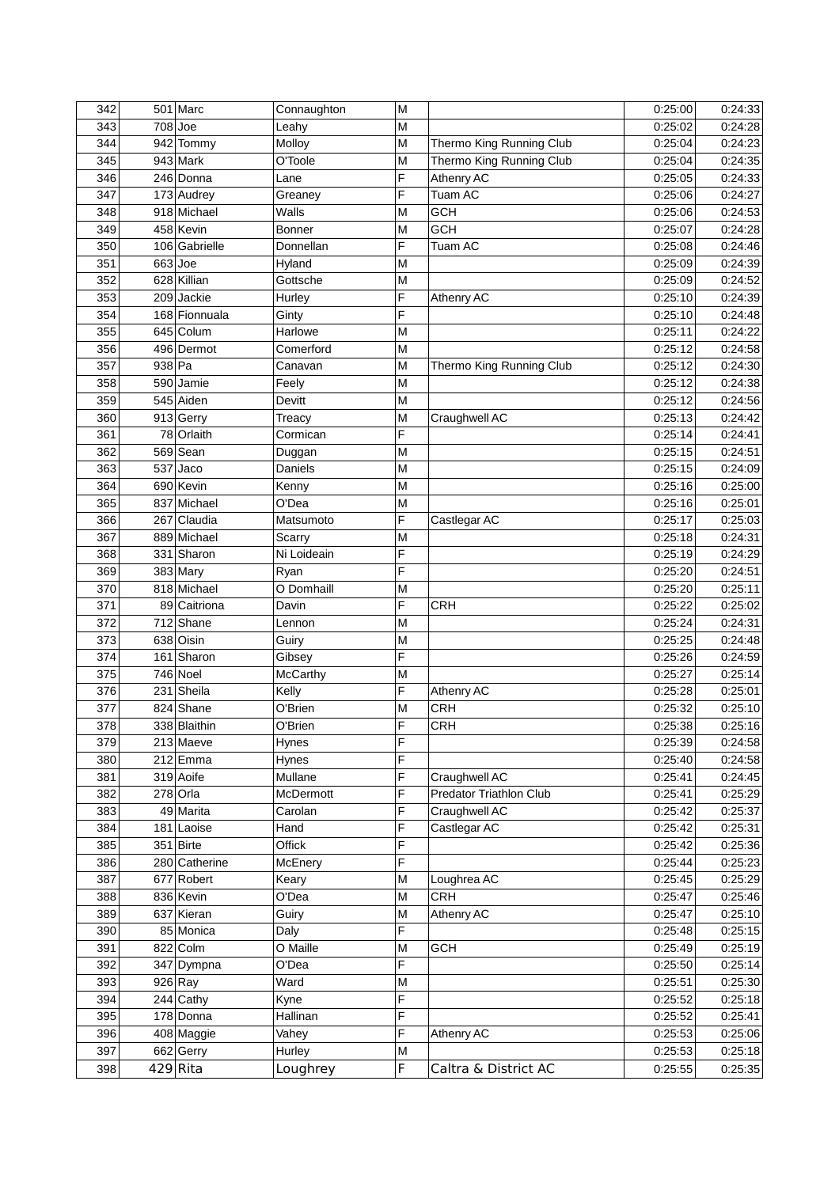| 342 | 501 | Marc | Connaughton | M | | 0:25:00 | 0:24:33 |
|---|---|---|---|---|---|---|---|
| 343 | 708 | Joe | Leahy | M | | 0:25:02 | 0:24:28 |
| 344 | 942 | Tommy | Molloy | M | Thermo King Running Club | 0:25:04 | 0:24:23 |
| 345 | 943 | Mark | O'Toole | M | Thermo King Running Club | 0:25:04 | 0:24:35 |
| 346 | 246 | Donna | Lane | F | Athenry AC | 0:25:05 | 0:24:33 |
| 347 | 173 | Audrey | Greaney | F | Tuam AC | 0:25:06 | 0:24:27 |
| 348 | 918 | Michael | Walls | M | GCH | 0:25:06 | 0:24:53 |
| 349 | 458 | Kevin | Bonner | M | GCH | 0:25:07 | 0:24:28 |
| 350 | 106 | Gabrielle | Donnellan | F | Tuam AC | 0:25:08 | 0:24:46 |
| 351 | 663 | Joe | Hyland | M | | 0:25:09 | 0:24:39 |
| 352 | 628 | Killian | Gottsche | M | | 0:25:09 | 0:24:52 |
| 353 | 209 | Jackie | Hurley | F | Athenry AC | 0:25:10 | 0:24:39 |
| 354 | 168 | Fionnuala | Ginty | F | | 0:25:10 | 0:24:48 |
| 355 | 645 | Colum | Harlowe | M | | 0:25:11 | 0:24:22 |
| 356 | 496 | Dermot | Comerford | M | | 0:25:12 | 0:24:58 |
| 357 | 938 | Pa | Canavan | M | Thermo King Running Club | 0:25:12 | 0:24:30 |
| 358 | 590 | Jamie | Feely | M | | 0:25:12 | 0:24:38 |
| 359 | 545 | Aiden | Devitt | M | | 0:25:12 | 0:24:56 |
| 360 | 913 | Gerry | Treacy | M | Craughwell AC | 0:25:13 | 0:24:42 |
| 361 | 78 | Orlaith | Cormican | F | | 0:25:14 | 0:24:41 |
| 362 | 569 | Sean | Duggan | M | | 0:25:15 | 0:24:51 |
| 363 | 537 | Jaco | Daniels | M | | 0:25:15 | 0:24:09 |
| 364 | 690 | Kevin | Kenny | M | | 0:25:16 | 0:25:00 |
| 365 | 837 | Michael | O'Dea | M | | 0:25:16 | 0:25:01 |
| 366 | 267 | Claudia | Matsumoto | F | Castlegar AC | 0:25:17 | 0:25:03 |
| 367 | 889 | Michael | Scarry | M | | 0:25:18 | 0:24:31 |
| 368 | 331 | Sharon | Ni Loideain | F | | 0:25:19 | 0:24:29 |
| 369 | 383 | Mary | Ryan | F | | 0:25:20 | 0:24:51 |
| 370 | 818 | Michael | O Domhaill | M | | 0:25:20 | 0:25:11 |
| 371 | 89 | Caitriona | Davin | F | CRH | 0:25:22 | 0:25:02 |
| 372 | 712 | Shane | Lennon | M | | 0:25:24 | 0:24:31 |
| 373 | 638 | Oisin | Guiry | M | | 0:25:25 | 0:24:48 |
| 374 | 161 | Sharon | Gibsey | F | | 0:25:26 | 0:24:59 |
| 375 | 746 | Noel | McCarthy | M | | 0:25:27 | 0:25:14 |
| 376 | 231 | Sheila | Kelly | F | Athenry AC | 0:25:28 | 0:25:01 |
| 377 | 824 | Shane | O'Brien | M | CRH | 0:25:32 | 0:25:10 |
| 378 | 338 | Blaithin | O'Brien | F | CRH | 0:25:38 | 0:25:16 |
| 379 | 213 | Maeve | Hynes | F | | 0:25:39 | 0:24:58 |
| 380 | 212 | Emma | Hynes | F | | 0:25:40 | 0:24:58 |
| 381 | 319 | Aoife | Mullane | F | Craughwell AC | 0:25:41 | 0:24:45 |
| 382 | 278 | Orla | McDermott | F | Predator Triathlon Club | 0:25:41 | 0:25:29 |
| 383 | 49 | Marita | Carolan | F | Craughwell AC | 0:25:42 | 0:25:37 |
| 384 | 181 | Laoise | Hand | F | Castlegar AC | 0:25:42 | 0:25:31 |
| 385 | 351 | Birte | Offick | F | | 0:25:42 | 0:25:36 |
| 386 | 280 | Catherine | McEnery | F | | 0:25:44 | 0:25:23 |
| 387 | 677 | Robert | Keary | M | Loughrea AC | 0:25:45 | 0:25:29 |
| 388 | 836 | Kevin | O'Dea | M | CRH | 0:25:47 | 0:25:46 |
| 389 | 637 | Kieran | Guiry | M | Athenry AC | 0:25:47 | 0:25:10 |
| 390 | 85 | Monica | Daly | F | | 0:25:48 | 0:25:15 |
| 391 | 822 | Colm | O Maille | M | GCH | 0:25:49 | 0:25:19 |
| 392 | 347 | Dympna | O'Dea | F | | 0:25:50 | 0:25:14 |
| 393 | 926 | Ray | Ward | M | | 0:25:51 | 0:25:30 |
| 394 | 244 | Cathy | Kyne | F | | 0:25:52 | 0:25:18 |
| 395 | 178 | Donna | Hallinan | F | | 0:25:52 | 0:25:41 |
| 396 | 408 | Maggie | Vahey | F | Athenry AC | 0:25:53 | 0:25:06 |
| 397 | 662 | Gerry | Hurley | M | | 0:25:53 | 0:25:18 |
| 398 | 429 | Rita | Loughrey | F | Caltra & District AC | 0:25:55 | 0:25:35 |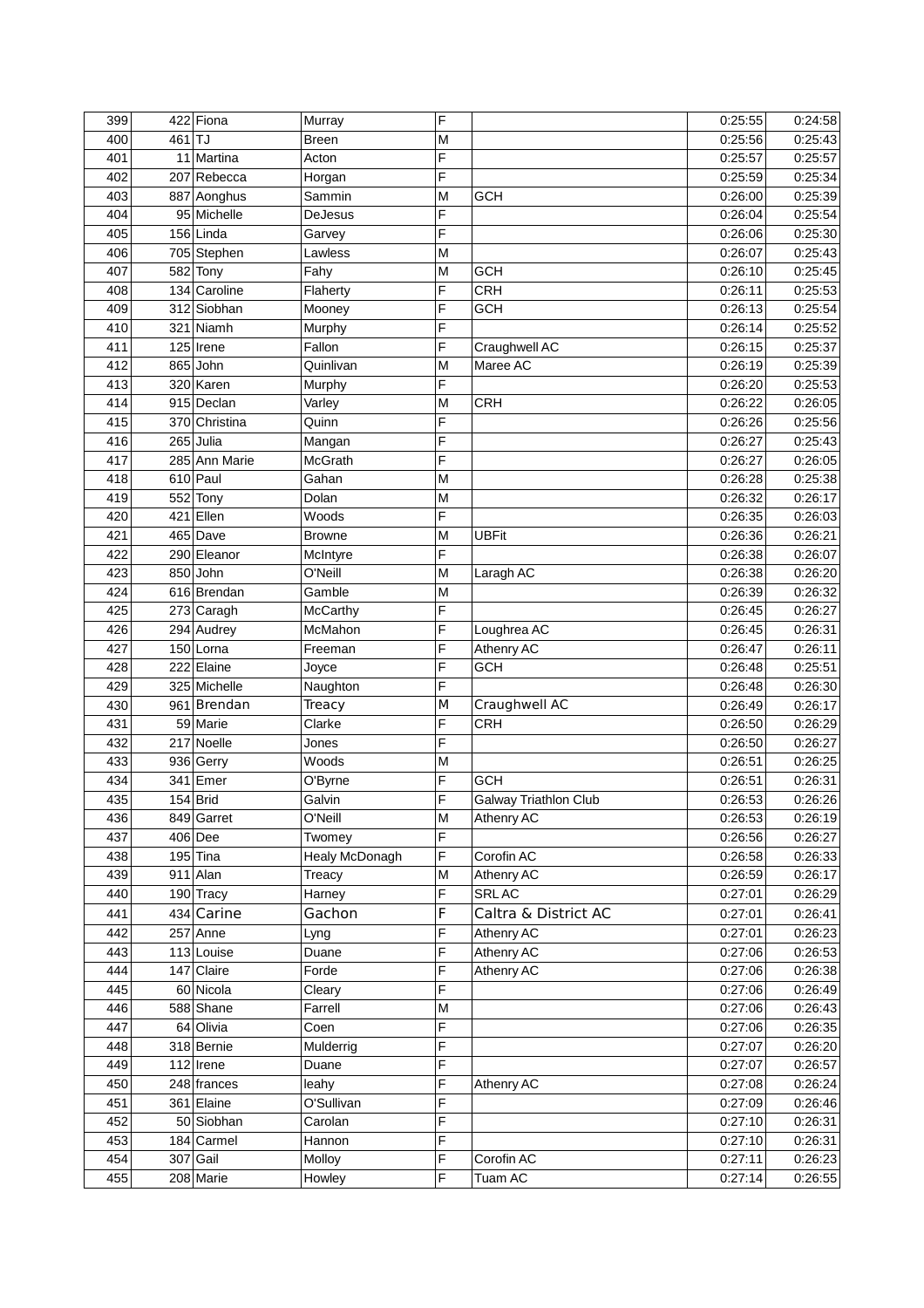| 399 | 422 | Fiona | Murray | F |  | 0:25:55 | 0:24:58 |
|---|---|---|---|---|---|---|---|
| 400 | 461 | TJ | Breen | M |  | 0:25:56 | 0:25:43 |
| 401 | 11 | Martina | Acton | F |  | 0:25:57 | 0:25:57 |
| 402 | 207 | Rebecca | Horgan | F |  | 0:25:59 | 0:25:34 |
| 403 | 887 | Aonghus | Sammin | M | GCH | 0:26:00 | 0:25:39 |
| 404 | 95 | Michelle | DeJesus | F |  | 0:26:04 | 0:25:54 |
| 405 | 156 | Linda | Garvey | F |  | 0:26:06 | 0:25:30 |
| 406 | 705 | Stephen | Lawless | M |  | 0:26:07 | 0:25:43 |
| 407 | 582 | Tony | Fahy | M | GCH | 0:26:10 | 0:25:45 |
| 408 | 134 | Caroline | Flaherty | F | CRH | 0:26:11 | 0:25:53 |
| 409 | 312 | Siobhan | Mooney | F | GCH | 0:26:13 | 0:25:54 |
| 410 | 321 | Niamh | Murphy | F |  | 0:26:14 | 0:25:52 |
| 411 | 125 | Irene | Fallon | F | Craughwell AC | 0:26:15 | 0:25:37 |
| 412 | 865 | John | Quinlivan | M | Maree AC | 0:26:19 | 0:25:39 |
| 413 | 320 | Karen | Murphy | F |  | 0:26:20 | 0:25:53 |
| 414 | 915 | Declan | Varley | M | CRH | 0:26:22 | 0:26:05 |
| 415 | 370 | Christina | Quinn | F |  | 0:26:26 | 0:25:56 |
| 416 | 265 | Julia | Mangan | F |  | 0:26:27 | 0:25:43 |
| 417 | 285 | Ann Marie | McGrath | F |  | 0:26:27 | 0:26:05 |
| 418 | 610 | Paul | Gahan | M |  | 0:26:28 | 0:25:38 |
| 419 | 552 | Tony | Dolan | M |  | 0:26:32 | 0:26:17 |
| 420 | 421 | Ellen | Woods | F |  | 0:26:35 | 0:26:03 |
| 421 | 465 | Dave | Browne | M | UBFit | 0:26:36 | 0:26:21 |
| 422 | 290 | Eleanor | McIntyre | F |  | 0:26:38 | 0:26:07 |
| 423 | 850 | John | O'Neill | M | Laragh AC | 0:26:38 | 0:26:20 |
| 424 | 616 | Brendan | Gamble | M |  | 0:26:39 | 0:26:32 |
| 425 | 273 | Caragh | McCarthy | F |  | 0:26:45 | 0:26:27 |
| 426 | 294 | Audrey | McMahon | F | Loughrea AC | 0:26:45 | 0:26:31 |
| 427 | 150 | Lorna | Freeman | F | Athenry AC | 0:26:47 | 0:26:11 |
| 428 | 222 | Elaine | Joyce | F | GCH | 0:26:48 | 0:25:51 |
| 429 | 325 | Michelle | Naughton | F |  | 0:26:48 | 0:26:30 |
| 430 | 961 | Brendan | Treacy | M | Craughwell AC | 0:26:49 | 0:26:17 |
| 431 | 59 | Marie | Clarke | F | CRH | 0:26:50 | 0:26:29 |
| 432 | 217 | Noelle | Jones | F |  | 0:26:50 | 0:26:27 |
| 433 | 936 | Gerry | Woods | M |  | 0:26:51 | 0:26:25 |
| 434 | 341 | Emer | O'Byrne | F | GCH | 0:26:51 | 0:26:31 |
| 435 | 154 | Brid | Galvin | F | Galway Triathlon Club | 0:26:53 | 0:26:26 |
| 436 | 849 | Garret | O'Neill | M | Athenry AC | 0:26:53 | 0:26:19 |
| 437 | 406 | Dee | Twomey | F |  | 0:26:56 | 0:26:27 |
| 438 | 195 | Tina | Healy McDonagh | F | Corofin AC | 0:26:58 | 0:26:33 |
| 439 | 911 | Alan | Treacy | M | Athenry AC | 0:26:59 | 0:26:17 |
| 440 | 190 | Tracy | Harney | F | SRL AC | 0:27:01 | 0:26:29 |
| 441 | 434 | Carine | Gachon | F | Caltra & District AC | 0:27:01 | 0:26:41 |
| 442 | 257 | Anne | Lyng | F | Athenry AC | 0:27:01 | 0:26:23 |
| 443 | 113 | Louise | Duane | F | Athenry AC | 0:27:06 | 0:26:53 |
| 444 | 147 | Claire | Forde | F | Athenry AC | 0:27:06 | 0:26:38 |
| 445 | 60 | Nicola | Cleary | F |  | 0:27:06 | 0:26:49 |
| 446 | 588 | Shane | Farrell | M |  | 0:27:06 | 0:26:43 |
| 447 | 64 | Olivia | Coen | F |  | 0:27:06 | 0:26:35 |
| 448 | 318 | Bernie | Mulderrig | F |  | 0:27:07 | 0:26:20 |
| 449 | 112 | Irene | Duane | F |  | 0:27:07 | 0:26:57 |
| 450 | 248 | frances | leahy | F | Athenry AC | 0:27:08 | 0:26:24 |
| 451 | 361 | Elaine | O'Sullivan | F |  | 0:27:09 | 0:26:46 |
| 452 | 50 | Siobhan | Carolan | F |  | 0:27:10 | 0:26:31 |
| 453 | 184 | Carmel | Hannon | F |  | 0:27:10 | 0:26:31 |
| 454 | 307 | Gail | Molloy | F | Corofin AC | 0:27:11 | 0:26:23 |
| 455 | 208 | Marie | Howley | F | Tuam AC | 0:27:14 | 0:26:55 |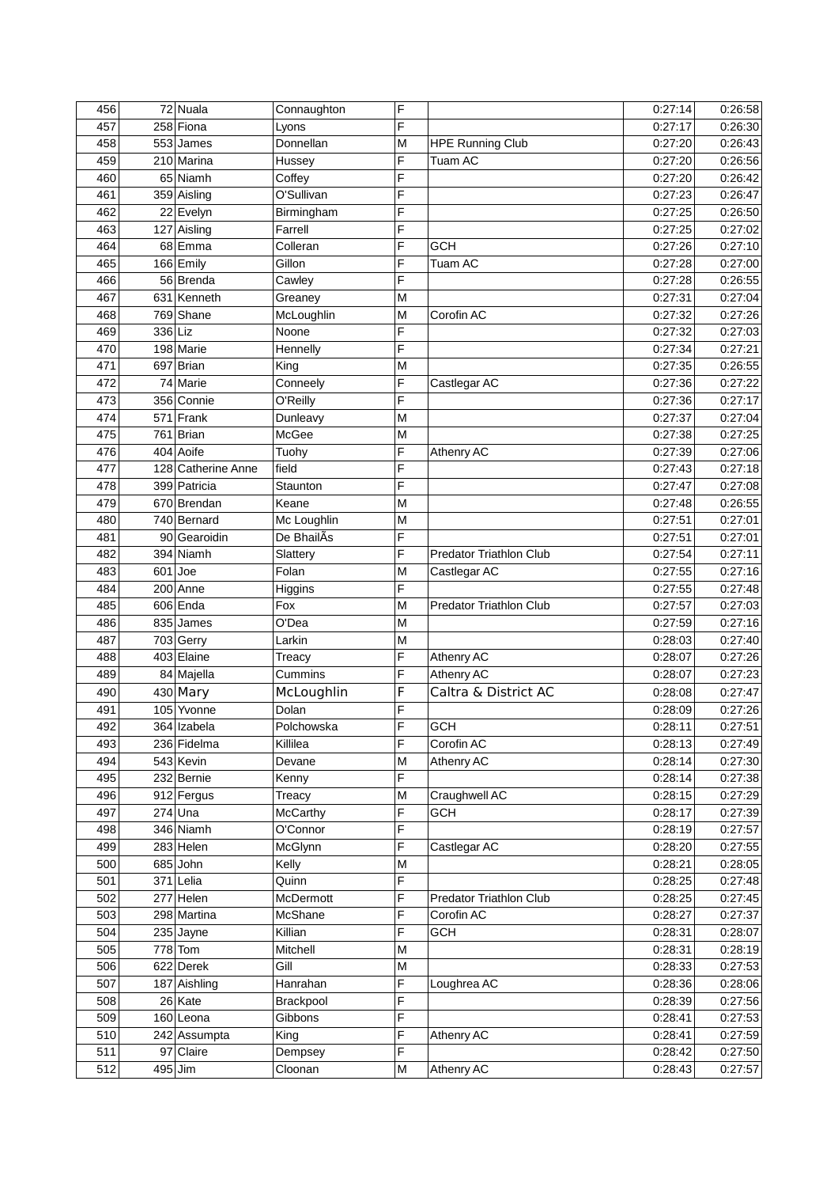| 456 | 72 | Nuala | Connaughton | F | | 0:27:14 | 0:26:58 |
|---|---|---|---|---|---|---|---|
| 457 | 258 | Fiona | Lyons | F | | 0:27:17 | 0:26:30 |
| 458 | 553 | James | Donnellan | M | HPE Running Club | 0:27:20 | 0:26:43 |
| 459 | 210 | Marina | Hussey | F | Tuam AC | 0:27:20 | 0:26:56 |
| 460 | 65 | Niamh | Coffey | F | | 0:27:20 | 0:26:42 |
| 461 | 359 | Aisling | O'Sullivan | F | | 0:27:23 | 0:26:47 |
| 462 | 22 | Evelyn | Birmingham | F | | 0:27:25 | 0:26:50 |
| 463 | 127 | Aisling | Farrell | F | | 0:27:25 | 0:27:02 |
| 464 | 68 | Emma | Colleran | F | GCH | 0:27:26 | 0:27:10 |
| 465 | 166 | Emily | Gillon | F | Tuam AC | 0:27:28 | 0:27:00 |
| 466 | 56 | Brenda | Cawley | F | | 0:27:28 | 0:26:55 |
| 467 | 631 | Kenneth | Greaney | M | | 0:27:31 | 0:27:04 |
| 468 | 769 | Shane | McLoughlin | M | Corofin AC | 0:27:32 | 0:27:26 |
| 469 | 336 | Liz | Noone | F | | 0:27:32 | 0:27:03 |
| 470 | 198 | Marie | Hennelly | F | | 0:27:34 | 0:27:21 |
| 471 | 697 | Brian | King | M | | 0:27:35 | 0:26:55 |
| 472 | 74 | Marie | Conneely | F | Castlegar AC | 0:27:36 | 0:27:22 |
| 473 | 356 | Connie | O'Reilly | F | | 0:27:36 | 0:27:17 |
| 474 | 571 | Frank | Dunleavy | M | | 0:27:37 | 0:27:04 |
| 475 | 761 | Brian | McGee | M | | 0:27:38 | 0:27:25 |
| 476 | 404 | Aoife | Tuohy | F | Athenry AC | 0:27:39 | 0:27:06 |
| 477 | 128 | Catherine Anne | field | F | | 0:27:43 | 0:27:18 |
| 478 | 399 | Patricia | Staunton | F | | 0:27:47 | 0:27:08 |
| 479 | 670 | Brendan | Keane | M | | 0:27:48 | 0:26:55 |
| 480 | 740 | Bernard | Mc Loughlin | M | | 0:27:51 | 0:27:01 |
| 481 | 90 | Gearoidin | De BhailÃs | F | | 0:27:51 | 0:27:01 |
| 482 | 394 | Niamh | Slattery | F | Predator Triathlon Club | 0:27:54 | 0:27:11 |
| 483 | 601 | Joe | Folan | M | Castlegar AC | 0:27:55 | 0:27:16 |
| 484 | 200 | Anne | Higgins | F | | 0:27:55 | 0:27:48 |
| 485 | 606 | Enda | Fox | M | Predator Triathlon Club | 0:27:57 | 0:27:03 |
| 486 | 835 | James | O'Dea | M | | 0:27:59 | 0:27:16 |
| 487 | 703 | Gerry | Larkin | M | | 0:28:03 | 0:27:40 |
| 488 | 403 | Elaine | Treacy | F | Athenry AC | 0:28:07 | 0:27:26 |
| 489 | 84 | Majella | Cummins | F | Athenry AC | 0:28:07 | 0:27:23 |
| 490 | 430 | Mary | McLoughlin | F | Caltra & District AC | 0:28:08 | 0:27:47 |
| 491 | 105 | Yvonne | Dolan | F | | 0:28:09 | 0:27:26 |
| 492 | 364 | Izabela | Polchowska | F | GCH | 0:28:11 | 0:27:51 |
| 493 | 236 | Fidelma | Killilea | F | Corofin AC | 0:28:13 | 0:27:49 |
| 494 | 543 | Kevin | Devane | M | Athenry AC | 0:28:14 | 0:27:30 |
| 495 | 232 | Bernie | Kenny | F | | 0:28:14 | 0:27:38 |
| 496 | 912 | Fergus | Treacy | M | Craughwell AC | 0:28:15 | 0:27:29 |
| 497 | 274 | Una | McCarthy | F | GCH | 0:28:17 | 0:27:39 |
| 498 | 346 | Niamh | O'Connor | F | | 0:28:19 | 0:27:57 |
| 499 | 283 | Helen | McGlynn | F | Castlegar AC | 0:28:20 | 0:27:55 |
| 500 | 685 | John | Kelly | M | | 0:28:21 | 0:28:05 |
| 501 | 371 | Lelia | Quinn | F | | 0:28:25 | 0:27:48 |
| 502 | 277 | Helen | McDermott | F | Predator Triathlon Club | 0:28:25 | 0:27:45 |
| 503 | 298 | Martina | McShane | F | Corofin AC | 0:28:27 | 0:27:37 |
| 504 | 235 | Jayne | Killian | F | GCH | 0:28:31 | 0:28:07 |
| 505 | 778 | Tom | Mitchell | M | | 0:28:31 | 0:28:19 |
| 506 | 622 | Derek | Gill | M | | 0:28:33 | 0:27:53 |
| 507 | 187 | Aishling | Hanrahan | F | Loughrea AC | 0:28:36 | 0:28:06 |
| 508 | 26 | Kate | Brackpool | F | | 0:28:39 | 0:27:56 |
| 509 | 160 | Leona | Gibbons | F | | 0:28:41 | 0:27:53 |
| 510 | 242 | Assumpta | King | F | Athenry AC | 0:28:41 | 0:27:59 |
| 511 | 97 | Claire | Dempsey | F | | 0:28:42 | 0:27:50 |
| 512 | 495 | Jim | Cloonan | M | Athenry AC | 0:28:43 | 0:27:57 |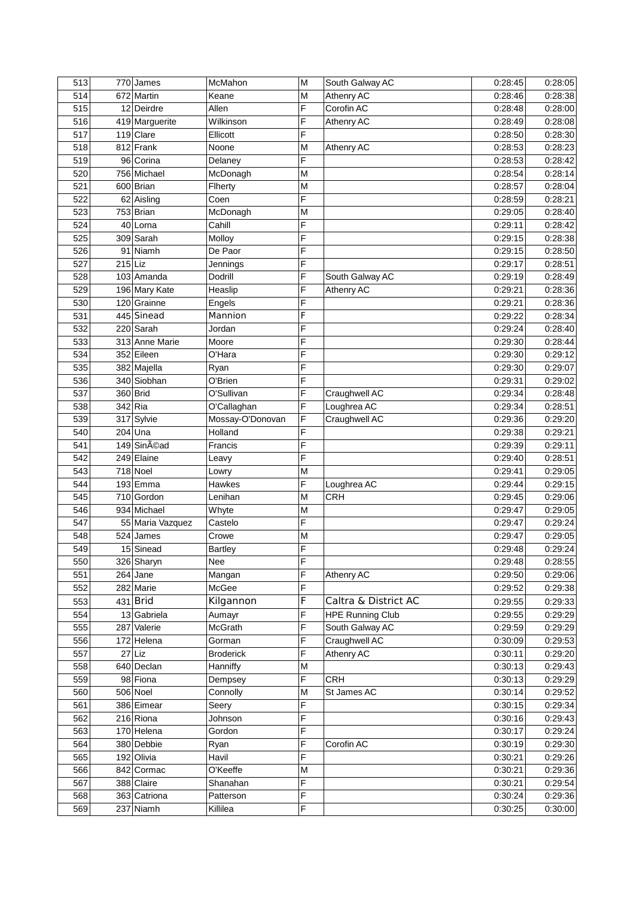| 513 | 770 | James | McMahon | M | South Galway AC | 0:28:45 | 0:28:05 |
|---|---|---|---|---|---|---|---|
| 514 | 672 | Martin | Keane | M | Athenry AC | 0:28:46 | 0:28:38 |
| 515 | 12 | Deirdre | Allen | F | Corofin AC | 0:28:48 | 0:28:00 |
| 516 | 419 | Marguerite | Wilkinson | F | Athenry AC | 0:28:49 | 0:28:08 |
| 517 | 119 | Clare | Ellicott | F | | 0:28:50 | 0:28:30 |
| 518 | 812 | Frank | Noone | M | Athenry AC | 0:28:53 | 0:28:23 |
| 519 | 96 | Corina | Delaney | F | | 0:28:53 | 0:28:42 |
| 520 | 756 | Michael | McDonagh | M | | 0:28:54 | 0:28:14 |
| 521 | 600 | Brian | Flherty | M | | 0:28:57 | 0:28:04 |
| 522 | 62 | Aisling | Coen | F | | 0:28:59 | 0:28:21 |
| 523 | 753 | Brian | McDonagh | M | | 0:29:05 | 0:28:40 |
| 524 | 40 | Lorna | Cahill | F | | 0:29:11 | 0:28:42 |
| 525 | 309 | Sarah | Molloy | F | | 0:29:15 | 0:28:38 |
| 526 | 91 | Niamh | De Paor | F | | 0:29:15 | 0:28:50 |
| 527 | 215 | Liz | Jennings | F | | 0:29:17 | 0:28:51 |
| 528 | 103 | Amanda | Dodrill | F | South Galway AC | 0:29:19 | 0:28:49 |
| 529 | 196 | Mary Kate | Heaslip | F | Athenry AC | 0:29:21 | 0:28:36 |
| 530 | 120 | Grainne | Engels | F | | 0:29:21 | 0:28:36 |
| 531 | 445 | Sinead | Mannion | F | | 0:29:22 | 0:28:34 |
| 532 | 220 | Sarah | Jordan | F | | 0:29:24 | 0:28:40 |
| 533 | 313 | Anne Marie | Moore | F | | 0:29:30 | 0:28:44 |
| 534 | 352 | Eileen | O'Hara | F | | 0:29:30 | 0:29:12 |
| 535 | 382 | Majella | Ryan | F | | 0:29:30 | 0:29:07 |
| 536 | 340 | Siobhan | O'Brien | F | | 0:29:31 | 0:29:02 |
| 537 | 360 | Brid | O'Sullivan | F | Craughwell AC | 0:29:34 | 0:28:48 |
| 538 | 342 | Ria | O'Callaghan | F | Loughrea AC | 0:29:34 | 0:28:51 |
| 539 | 317 | Sylvie | Mossay-O'Donovan | F | Craughwell AC | 0:29:36 | 0:29:20 |
| 540 | 204 | Una | Holland | F | | 0:29:38 | 0:29:21 |
| 541 | 149 | SinÃ©ad | Francis | F | | 0:29:39 | 0:29:11 |
| 542 | 249 | Elaine | Leavy | F | | 0:29:40 | 0:28:51 |
| 543 | 718 | Noel | Lowry | M | | 0:29:41 | 0:29:05 |
| 544 | 193 | Emma | Hawkes | F | Loughrea AC | 0:29:44 | 0:29:15 |
| 545 | 710 | Gordon | Lenihan | M | CRH | 0:29:45 | 0:29:06 |
| 546 | 934 | Michael | Whyte | M | | 0:29:47 | 0:29:05 |
| 547 | 55 | Maria Vazquez | Castelo | F | | 0:29:47 | 0:29:24 |
| 548 | 524 | James | Crowe | M | | 0:29:47 | 0:29:05 |
| 549 | 15 | Sinead | Bartley | F | | 0:29:48 | 0:29:24 |
| 550 | 326 | Sharyn | Nee | F | | 0:29:48 | 0:28:55 |
| 551 | 264 | Jane | Mangan | F | Athenry AC | 0:29:50 | 0:29:06 |
| 552 | 282 | Marie | McGee | F | | 0:29:52 | 0:29:38 |
| 553 | 431 | Brid | Kilgannon | F | Caltra & District AC | 0:29:55 | 0:29:33 |
| 554 | 13 | Gabriela | Aumayr | F | HPE Running Club | 0:29:55 | 0:29:29 |
| 555 | 287 | Valerie | McGrath | F | South Galway AC | 0:29:59 | 0:29:29 |
| 556 | 172 | Helena | Gorman | F | Craughwell AC | 0:30:09 | 0:29:53 |
| 557 | 27 | Liz | Broderick | F | Athenry AC | 0:30:11 | 0:29:20 |
| 558 | 640 | Declan | Hanniffy | M | | 0:30:13 | 0:29:43 |
| 559 | 98 | Fiona | Dempsey | F | CRH | 0:30:13 | 0:29:29 |
| 560 | 506 | Noel | Connolly | M | St James AC | 0:30:14 | 0:29:52 |
| 561 | 386 | Eimear | Seery | F | | 0:30:15 | 0:29:34 |
| 562 | 216 | Riona | Johnson | F | | 0:30:16 | 0:29:43 |
| 563 | 170 | Helena | Gordon | F | | 0:30:17 | 0:29:24 |
| 564 | 380 | Debbie | Ryan | F | Corofin AC | 0:30:19 | 0:29:30 |
| 565 | 192 | Olivia | Havil | F | | 0:30:21 | 0:29:26 |
| 566 | 842 | Cormac | O'Keeffe | M | | 0:30:21 | 0:29:36 |
| 567 | 388 | Claire | Shanahan | F | | 0:30:21 | 0:29:54 |
| 568 | 363 | Catriona | Patterson | F | | 0:30:24 | 0:29:36 |
| 569 | 237 | Niamh | Killilea | F | | 0:30:25 | 0:30:00 |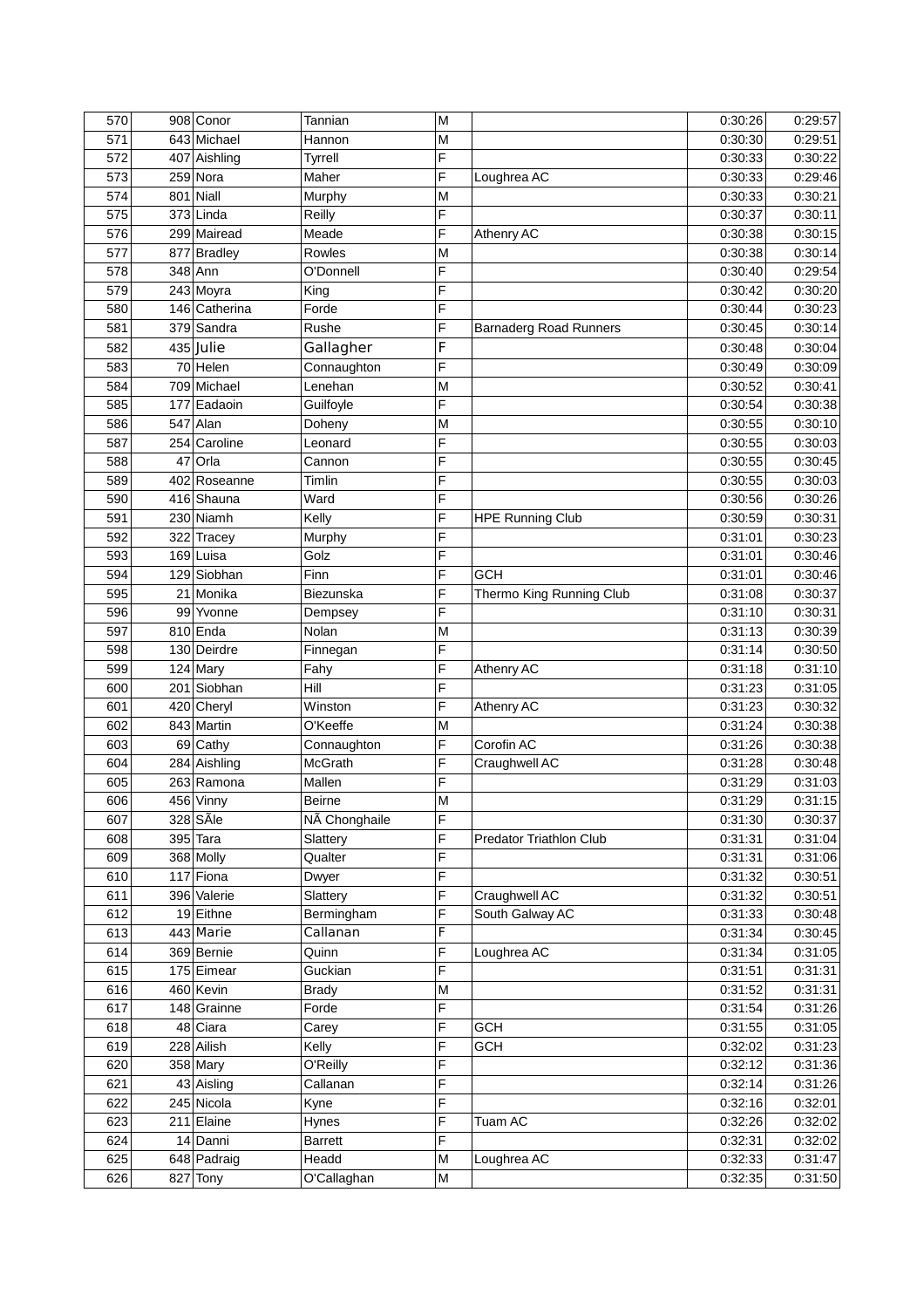| 570 | 908 | Conor | Tannian | M | | 0:30:26 | 0:29:57 |
|---|---|---|---|---|---|---|---|
| 571 | 643 | Michael | Hannon | M | | 0:30:30 | 0:29:51 |
| 572 | 407 | Aishling | Tyrrell | F | | 0:30:33 | 0:30:22 |
| 573 | 259 | Nora | Maher | F | Loughrea AC | 0:30:33 | 0:29:46 |
| 574 | 801 | Niall | Murphy | M | | 0:30:33 | 0:30:21 |
| 575 | 373 | Linda | Reilly | F | | 0:30:37 | 0:30:11 |
| 576 | 299 | Mairead | Meade | F | Athenry AC | 0:30:38 | 0:30:15 |
| 577 | 877 | Bradley | Rowles | M | | 0:30:38 | 0:30:14 |
| 578 | 348 | Ann | O'Donnell | F | | 0:30:40 | 0:29:54 |
| 579 | 243 | Moyra | King | F | | 0:30:42 | 0:30:20 |
| 580 | 146 | Catherina | Forde | F | | 0:30:44 | 0:30:23 |
| 581 | 379 | Sandra | Rushe | F | Barnaderg Road Runners | 0:30:45 | 0:30:14 |
| 582 | 435 | Julie | Gallagher | F | | 0:30:48 | 0:30:04 |
| 583 | 70 | Helen | Connaughton | F | | 0:30:49 | 0:30:09 |
| 584 | 709 | Michael | Lenehan | M | | 0:30:52 | 0:30:41 |
| 585 | 177 | Eadaoin | Guilfoyle | F | | 0:30:54 | 0:30:38 |
| 586 | 547 | Alan | Doheny | M | | 0:30:55 | 0:30:10 |
| 587 | 254 | Caroline | Leonard | F | | 0:30:55 | 0:30:03 |
| 588 | 47 | Orla | Cannon | F | | 0:30:55 | 0:30:45 |
| 589 | 402 | Roseanne | Timlin | F | | 0:30:55 | 0:30:03 |
| 590 | 416 | Shauna | Ward | F | | 0:30:56 | 0:30:26 |
| 591 | 230 | Niamh | Kelly | F | HPE Running Club | 0:30:59 | 0:30:31 |
| 592 | 322 | Tracey | Murphy | F | | 0:31:01 | 0:30:23 |
| 593 | 169 | Luisa | Golz | F | | 0:31:01 | 0:30:46 |
| 594 | 129 | Siobhan | Finn | F | GCH | 0:31:01 | 0:30:46 |
| 595 | 21 | Monika | Biezunska | F | Thermo King Running Club | 0:31:08 | 0:30:37 |
| 596 | 99 | Yvonne | Dempsey | F | | 0:31:10 | 0:30:31 |
| 597 | 810 | Enda | Nolan | M | | 0:31:13 | 0:30:39 |
| 598 | 130 | Deirdre | Finnegan | F | | 0:31:14 | 0:30:50 |
| 599 | 124 | Mary | Fahy | F | Athenry AC | 0:31:18 | 0:31:10 |
| 600 | 201 | Siobhan | Hill | F | | 0:31:23 | 0:31:05 |
| 601 | 420 | Cheryl | Winston | F | Athenry AC | 0:31:23 | 0:30:32 |
| 602 | 843 | Martin | O'Keeffe | M | | 0:31:24 | 0:30:38 |
| 603 | 69 | Cathy | Connaughton | F | Corofin AC | 0:31:26 | 0:30:38 |
| 604 | 284 | Aishling | McGrath | F | Craughwell AC | 0:31:28 | 0:30:48 |
| 605 | 263 | Ramona | Mallen | F | | 0:31:29 | 0:31:03 |
| 606 | 456 | Vinny | Beirne | M | | 0:31:29 | 0:31:15 |
| 607 | 328 | SÃle | NÃ Chonghaile | F | | 0:31:30 | 0:30:37 |
| 608 | 395 | Tara | Slattery | F | Predator Triathlon Club | 0:31:31 | 0:31:04 |
| 609 | 368 | Molly | Qualter | F | | 0:31:31 | 0:31:06 |
| 610 | 117 | Fiona | Dwyer | F | | 0:31:32 | 0:30:51 |
| 611 | 396 | Valerie | Slattery | F | Craughwell AC | 0:31:32 | 0:30:51 |
| 612 | 19 | Eithne | Bermingham | F | South Galway AC | 0:31:33 | 0:30:48 |
| 613 | 443 | Marie | Callanan | F | | 0:31:34 | 0:30:45 |
| 614 | 369 | Bernie | Quinn | F | Loughrea AC | 0:31:34 | 0:31:05 |
| 615 | 175 | Eimear | Guckian | F | | 0:31:51 | 0:31:31 |
| 616 | 460 | Kevin | Brady | M | | 0:31:52 | 0:31:31 |
| 617 | 148 | Grainne | Forde | F | | 0:31:54 | 0:31:26 |
| 618 | 48 | Ciara | Carey | F | GCH | 0:31:55 | 0:31:05 |
| 619 | 228 | Ailish | Kelly | F | GCH | 0:32:02 | 0:31:23 |
| 620 | 358 | Mary | O'Reilly | F | | 0:32:12 | 0:31:36 |
| 621 | 43 | Aisling | Callanan | F | | 0:32:14 | 0:31:26 |
| 622 | 245 | Nicola | Kyne | F | | 0:32:16 | 0:32:01 |
| 623 | 211 | Elaine | Hynes | F | Tuam AC | 0:32:26 | 0:32:02 |
| 624 | 14 | Danni | Barrett | F | | 0:32:31 | 0:32:02 |
| 625 | 648 | Padraig | Headd | M | Loughrea AC | 0:32:33 | 0:31:47 |
| 626 | 827 | Tony | O'Callaghan | M | | 0:32:35 | 0:31:50 |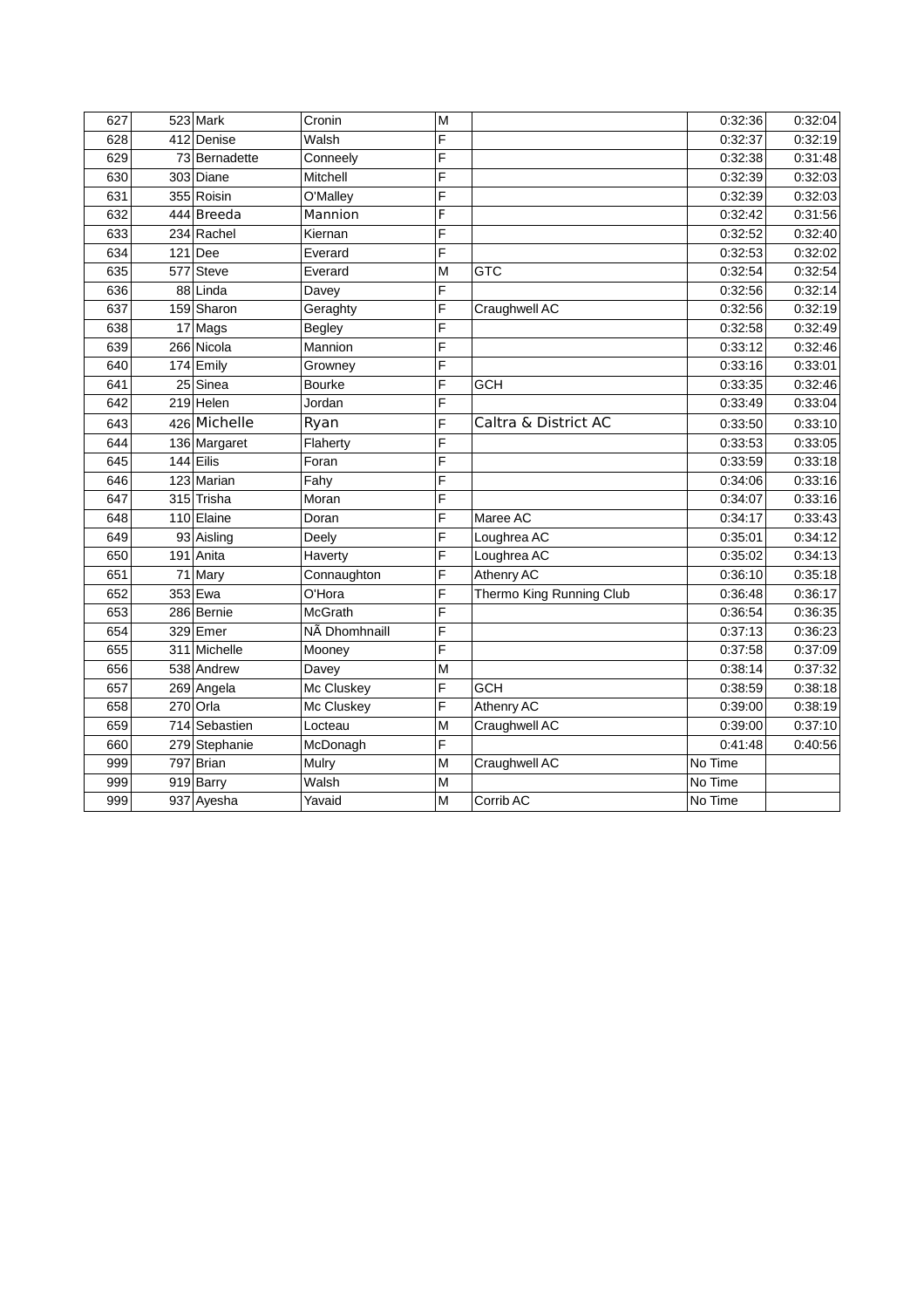| | | | | | | | |
|---|---|---|---|---|---|---|---|
| 627 | 523 | Mark | Cronin | M | | 0:32:36 | 0:32:04 |
| 628 | 412 | Denise | Walsh | F | | 0:32:37 | 0:32:19 |
| 629 | 73 | Bernadette | Conneely | F | | 0:32:38 | 0:31:48 |
| 630 | 303 | Diane | Mitchell | F | | 0:32:39 | 0:32:03 |
| 631 | 355 | Roisin | O'Malley | F | | 0:32:39 | 0:32:03 |
| 632 | 444 | Breeda | Mannion | F | | 0:32:42 | 0:31:56 |
| 633 | 234 | Rachel | Kiernan | F | | 0:32:52 | 0:32:40 |
| 634 | 121 | Dee | Everard | F | | 0:32:53 | 0:32:02 |
| 635 | 577 | Steve | Everard | M | GTC | 0:32:54 | 0:32:54 |
| 636 | 88 | Linda | Davey | F | | 0:32:56 | 0:32:14 |
| 637 | 159 | Sharon | Geraghty | F | Craughwell AC | 0:32:56 | 0:32:19 |
| 638 | 17 | Mags | Begley | F | | 0:32:58 | 0:32:49 |
| 639 | 266 | Nicola | Mannion | F | | 0:33:12 | 0:32:46 |
| 640 | 174 | Emily | Growney | F | | 0:33:16 | 0:33:01 |
| 641 | 25 | Sinea | Bourke | F | GCH | 0:33:35 | 0:32:46 |
| 642 | 219 | Helen | Jordan | F | | 0:33:49 | 0:33:04 |
| 643 | 426 | Michelle | Ryan | F | Caltra & District AC | 0:33:50 | 0:33:10 |
| 644 | 136 | Margaret | Flaherty | F | | 0:33:53 | 0:33:05 |
| 645 | 144 | Eilis | Foran | F | | 0:33:59 | 0:33:18 |
| 646 | 123 | Marian | Fahy | F | | 0:34:06 | 0:33:16 |
| 647 | 315 | Trisha | Moran | F | | 0:34:07 | 0:33:16 |
| 648 | 110 | Elaine | Doran | F | Maree AC | 0:34:17 | 0:33:43 |
| 649 | 93 | Aisling | Deely | F | Loughrea AC | 0:35:01 | 0:34:12 |
| 650 | 191 | Anita | Haverty | F | Loughrea AC | 0:35:02 | 0:34:13 |
| 651 | 71 | Mary | Connaughton | F | Athenry AC | 0:36:10 | 0:35:18 |
| 652 | 353 | Ewa | O'Hora | F | Thermo King Running Club | 0:36:48 | 0:36:17 |
| 653 | 286 | Bernie | McGrath | F | | 0:36:54 | 0:36:35 |
| 654 | 329 | Emer | NÃ Dhomhnaill | F | | 0:37:13 | 0:36:23 |
| 655 | 311 | Michelle | Mooney | F | | 0:37:58 | 0:37:09 |
| 656 | 538 | Andrew | Davey | M | | 0:38:14 | 0:37:32 |
| 657 | 269 | Angela | Mc Cluskey | F | GCH | 0:38:59 | 0:38:18 |
| 658 | 270 | Orla | Mc Cluskey | F | Athenry AC | 0:39:00 | 0:38:19 |
| 659 | 714 | Sebastien | Locteau | M | Craughwell AC | 0:39:00 | 0:37:10 |
| 660 | 279 | Stephanie | McDonagh | F | | 0:41:48 | 0:40:56 |
| 999 | 797 | Brian | Mulry | M | Craughwell AC | No Time | |
| 999 | 919 | Barry | Walsh | M | | No Time | |
| 999 | 937 | Ayesha | Yavaid | M | Corrib AC | No Time | |